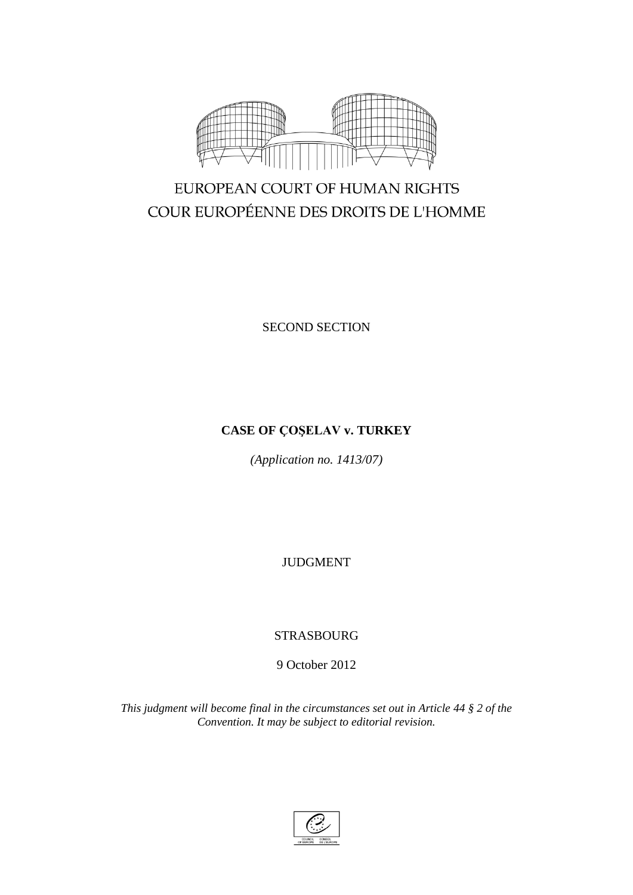EUROPEAN COURT OF HUMAN RIGHTS

COUR EUROPÉENNE DES DROITS DE L'HOMME

SECOND SECTION

**CASE OF ÇOŞELAV v. TURKEY**

*(Application no. 1413/07)*

JUDGMENT

STRASBOURG

9 October 2012

*This judgment will become final in the circumstances set out in Article 44 § 2 of the Convention. It may be subject to editorial revision.*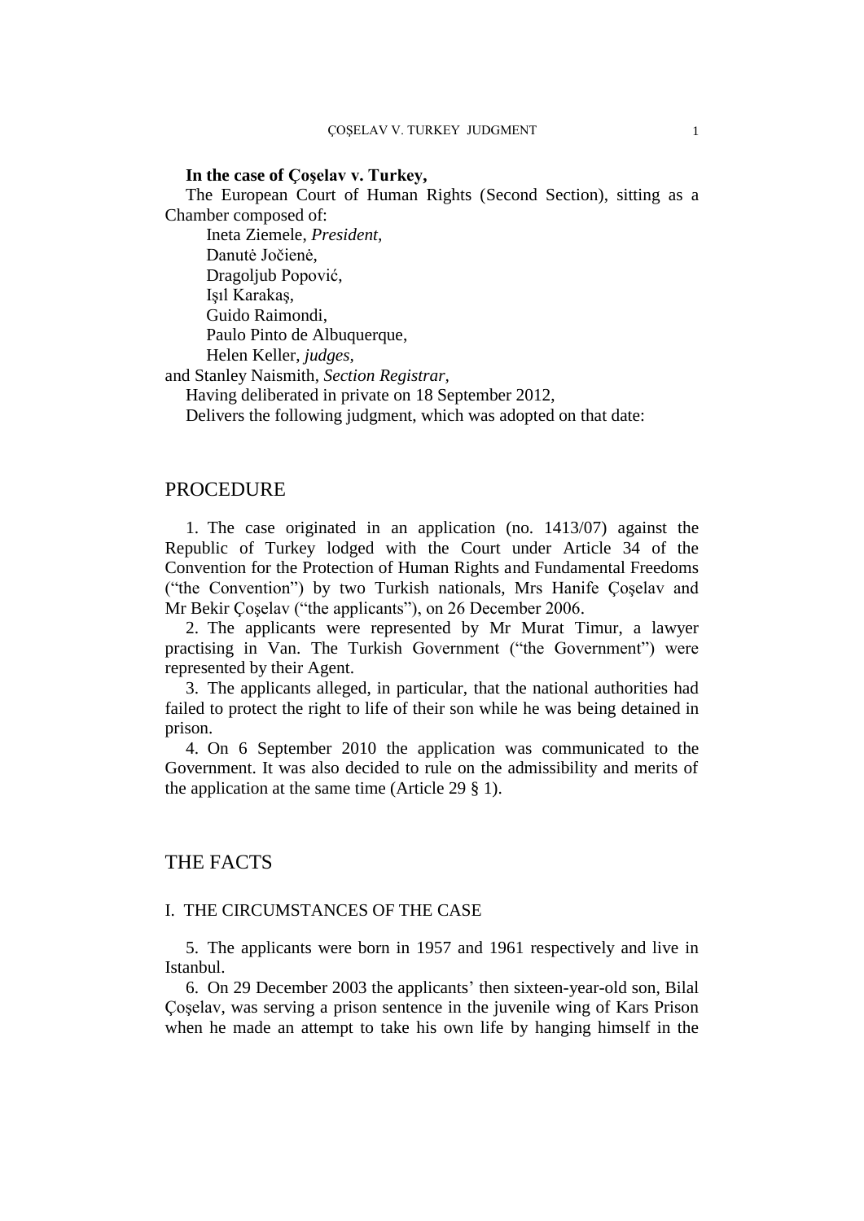**In the case of Çoşelav v. Turkey,**

The European Court of Human Rights (Second Section), sitting as a Chamber composed of:

Ineta Ziemele, *President,*
Danutė Jočienė,
Dragoljub Popović,
Işıl Karakaş,
Guido Raimondi,
Paulo Pinto de Albuquerque,
Helen Keller, *judges,*
and Stanley Naismith, *Section Registrar,*

Having deliberated in private on 18 September 2012,

Delivers the following judgment, which was adopted on that date:

## PROCEDURE

1. The case originated in an application (no. 1413/07) against the Republic of Turkey lodged with the Court under Article 34 of the Convention for the Protection of Human Rights and Fundamental Freedoms ("the Convention") by two Turkish nationals, Mrs Hanife Çoşelav and Mr Bekir Çoşelav ("the applicants"), on 26 December 2006.

2. The applicants were represented by Mr Murat Timur, a lawyer practising in Van. The Turkish Government ("the Government") were represented by their Agent.

3. The applicants alleged, in particular, that the national authorities had failed to protect the right to life of their son while he was being detained in prison.

4. On 6 September 2010 the application was communicated to the Government. It was also decided to rule on the admissibility and merits of the application at the same time (Article 29 § 1).

## THE FACTS

### I. THE CIRCUMSTANCES OF THE CASE

5. The applicants were born in 1957 and 1961 respectively and live in Istanbul.

6. On 29 December 2003 the applicants' then sixteen-year-old son, Bilal Çoşelav, was serving a prison sentence in the juvenile wing of Kars Prison when he made an attempt to take his own life by hanging himself in the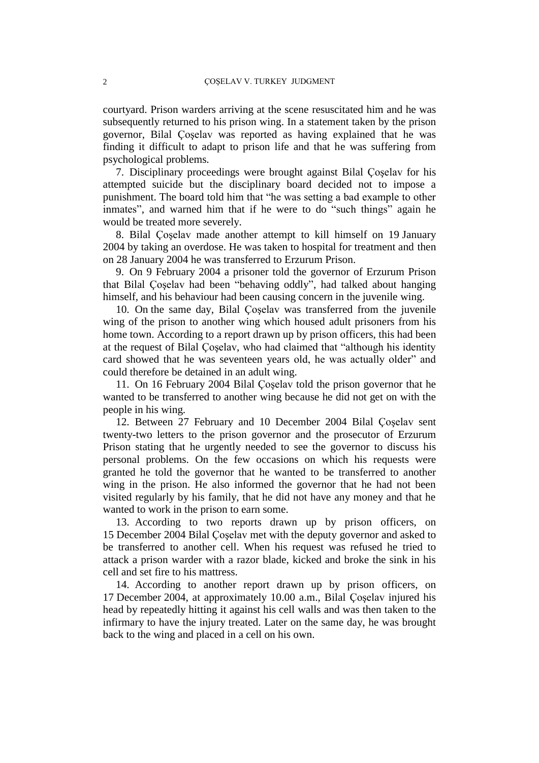courtyard. Prison warders arriving at the scene resuscitated him and he was subsequently returned to his prison wing. In a statement taken by the prison governor, Bilal Çoşelav was reported as having explained that he was finding it difficult to adapt to prison life and that he was suffering from psychological problems.

7. Disciplinary proceedings were brought against Bilal Çoşelav for his attempted suicide but the disciplinary board decided not to impose a punishment. The board told him that "he was setting a bad example to other inmates", and warned him that if he were to do "such things" again he would be treated more severely.

8. Bilal Çoşelav made another attempt to kill himself on 19 January 2004 by taking an overdose. He was taken to hospital for treatment and then on 28 January 2004 he was transferred to Erzurum Prison.

9. On 9 February 2004 a prisoner told the governor of Erzurum Prison that Bilal Çoşelav had been "behaving oddly", had talked about hanging himself, and his behaviour had been causing concern in the juvenile wing.

10. On the same day, Bilal Çoşelav was transferred from the juvenile wing of the prison to another wing which housed adult prisoners from his home town. According to a report drawn up by prison officers, this had been at the request of Bilal Çoşelav, who had claimed that "although his identity card showed that he was seventeen years old, he was actually older" and could therefore be detained in an adult wing.

11. On 16 February 2004 Bilal Çoşelav told the prison governor that he wanted to be transferred to another wing because he did not get on with the people in his wing.

12. Between 27 February and 10 December 2004 Bilal Çoşelav sent twenty-two letters to the prison governor and the prosecutor of Erzurum Prison stating that he urgently needed to see the governor to discuss his personal problems. On the few occasions on which his requests were granted he told the governor that he wanted to be transferred to another wing in the prison. He also informed the governor that he had not been visited regularly by his family, that he did not have any money and that he wanted to work in the prison to earn some.

13. According to two reports drawn up by prison officers, on 15 December 2004 Bilal Çoşelav met with the deputy governor and asked to be transferred to another cell. When his request was refused he tried to attack a prison warder with a razor blade, kicked and broke the sink in his cell and set fire to his mattress.

14. According to another report drawn up by prison officers, on 17 December 2004, at approximately 10.00 a.m., Bilal Çoşelav injured his head by repeatedly hitting it against his cell walls and was then taken to the infirmary to have the injury treated. Later on the same day, he was brought back to the wing and placed in a cell on his own.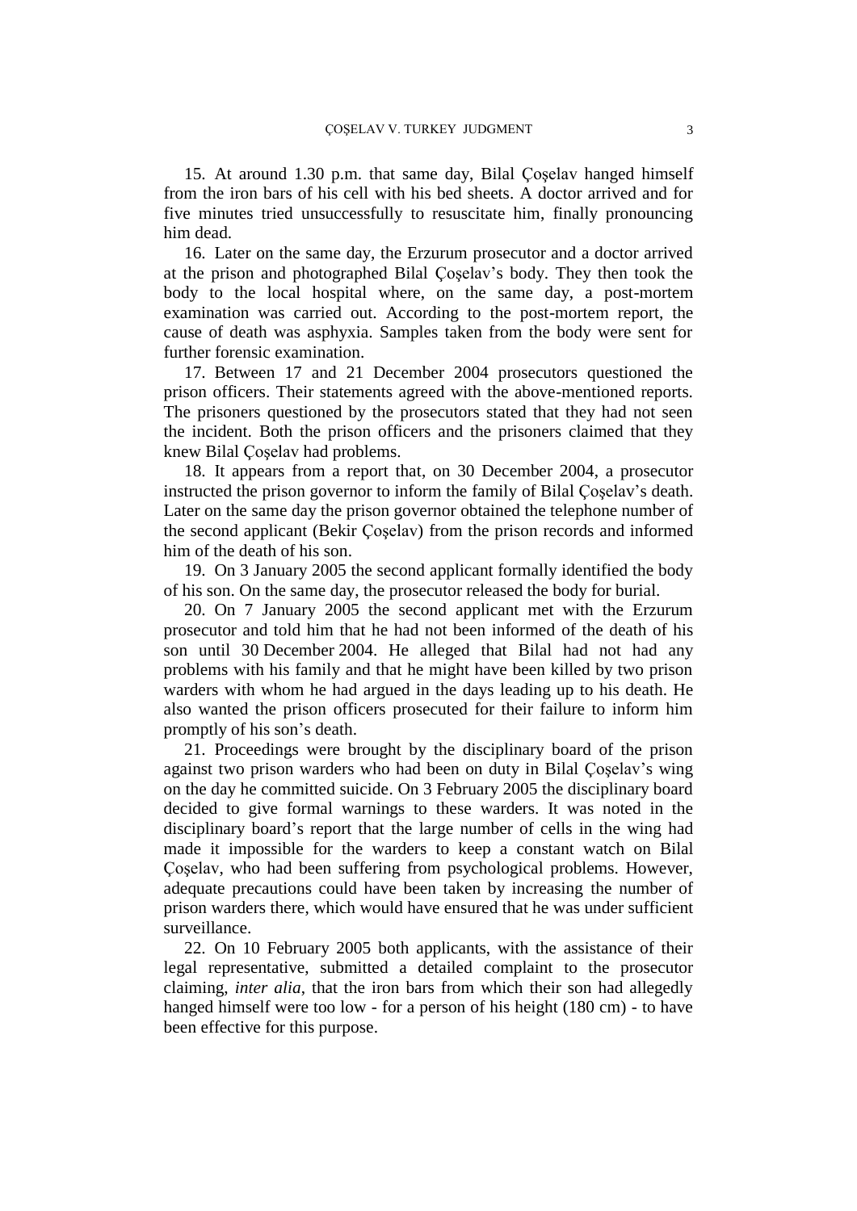15. At around 1.30 p.m. that same day, Bilal Çoşelav hanged himself from the iron bars of his cell with his bed sheets. A doctor arrived and for five minutes tried unsuccessfully to resuscitate him, finally pronouncing him dead.

16. Later on the same day, the Erzurum prosecutor and a doctor arrived at the prison and photographed Bilal Çoşelav's body. They then took the body to the local hospital where, on the same day, a post-mortem examination was carried out. According to the post-mortem report, the cause of death was asphyxia. Samples taken from the body were sent for further forensic examination.

17. Between 17 and 21 December 2004 prosecutors questioned the prison officers. Their statements agreed with the above-mentioned reports. The prisoners questioned by the prosecutors stated that they had not seen the incident. Both the prison officers and the prisoners claimed that they knew Bilal Çoşelav had problems.

18. It appears from a report that, on 30 December 2004, a prosecutor instructed the prison governor to inform the family of Bilal Çoşelav's death. Later on the same day the prison governor obtained the telephone number of the second applicant (Bekir Çoşelav) from the prison records and informed him of the death of his son.

19. On 3 January 2005 the second applicant formally identified the body of his son. On the same day, the prosecutor released the body for burial.

20. On 7 January 2005 the second applicant met with the Erzurum prosecutor and told him that he had not been informed of the death of his son until 30 December 2004. He alleged that Bilal had not had any problems with his family and that he might have been killed by two prison warders with whom he had argued in the days leading up to his death. He also wanted the prison officers prosecuted for their failure to inform him promptly of his son's death.

21. Proceedings were brought by the disciplinary board of the prison against two prison warders who had been on duty in Bilal Çoşelav's wing on the day he committed suicide. On 3 February 2005 the disciplinary board decided to give formal warnings to these warders. It was noted in the disciplinary board's report that the large number of cells in the wing had made it impossible for the warders to keep a constant watch on Bilal Çoşelav, who had been suffering from psychological problems. However, adequate precautions could have been taken by increasing the number of prison warders there, which would have ensured that he was under sufficient surveillance.

22. On 10 February 2005 both applicants, with the assistance of their legal representative, submitted a detailed complaint to the prosecutor claiming, *inter alia*, that the iron bars from which their son had allegedly hanged himself were too low - for a person of his height (180 cm) - to have been effective for this purpose.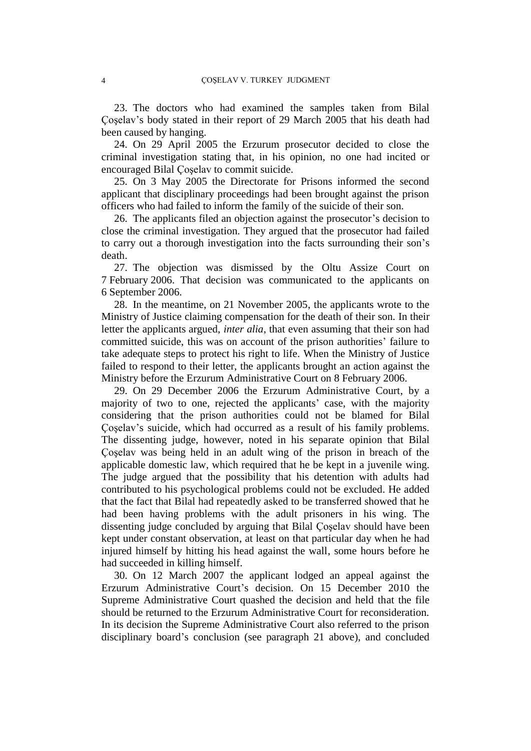23. The doctors who had examined the samples taken from Bilal Çoşelav's body stated in their report of 29 March 2005 that his death had been caused by hanging.

24. On 29 April 2005 the Erzurum prosecutor decided to close the criminal investigation stating that, in his opinion, no one had incited or encouraged Bilal Çoşelav to commit suicide.

25. On 3 May 2005 the Directorate for Prisons informed the second applicant that disciplinary proceedings had been brought against the prison officers who had failed to inform the family of the suicide of their son.

26. The applicants filed an objection against the prosecutor's decision to close the criminal investigation. They argued that the prosecutor had failed to carry out a thorough investigation into the facts surrounding their son's death.

27. The objection was dismissed by the Oltu Assize Court on 7 February 2006. That decision was communicated to the applicants on 6 September 2006.

28. In the meantime, on 21 November 2005, the applicants wrote to the Ministry of Justice claiming compensation for the death of their son. In their letter the applicants argued, *inter alia*, that even assuming that their son had committed suicide, this was on account of the prison authorities' failure to take adequate steps to protect his right to life. When the Ministry of Justice failed to respond to their letter, the applicants brought an action against the Ministry before the Erzurum Administrative Court on 8 February 2006.

29. On 29 December 2006 the Erzurum Administrative Court, by a majority of two to one, rejected the applicants' case, with the majority considering that the prison authorities could not be blamed for Bilal Çoşelav's suicide, which had occurred as a result of his family problems. The dissenting judge, however, noted in his separate opinion that Bilal Çoşelav was being held in an adult wing of the prison in breach of the applicable domestic law, which required that he be kept in a juvenile wing. The judge argued that the possibility that his detention with adults had contributed to his psychological problems could not be excluded. He added that the fact that Bilal had repeatedly asked to be transferred showed that he had been having problems with the adult prisoners in his wing. The dissenting judge concluded by arguing that Bilal Çoşelav should have been kept under constant observation, at least on that particular day when he had injured himself by hitting his head against the wall, some hours before he had succeeded in killing himself.

30. On 12 March 2007 the applicant lodged an appeal against the Erzurum Administrative Court's decision. On 15 December 2010 the Supreme Administrative Court quashed the decision and held that the file should be returned to the Erzurum Administrative Court for reconsideration. In its decision the Supreme Administrative Court also referred to the prison disciplinary board's conclusion (see paragraph 21 above), and concluded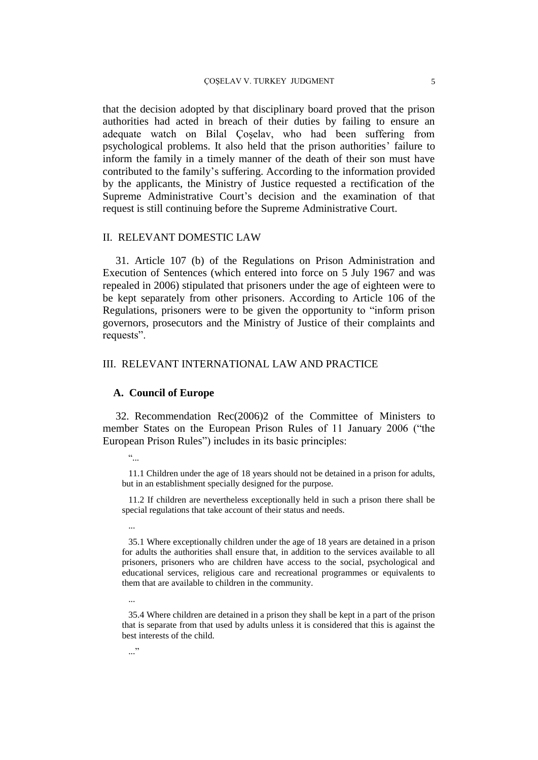that the decision adopted by that disciplinary board proved that the prison authorities had acted in breach of their duties by failing to ensure an adequate watch on Bilal Çoşelav, who had been suffering from psychological problems. It also held that the prison authorities' failure to inform the family in a timely manner of the death of their son must have contributed to the family's suffering. According to the information provided by the applicants, the Ministry of Justice requested a rectification of the Supreme Administrative Court's decision and the examination of that request is still continuing before the Supreme Administrative Court.

## II. RELEVANT DOMESTIC LAW

31. Article 107 (b) of the Regulations on Prison Administration and Execution of Sentences (which entered into force on 5 July 1967 and was repealed in 2006) stipulated that prisoners under the age of eighteen were to be kept separately from other prisoners. According to Article 106 of the Regulations, prisoners were to be given the opportunity to "inform prison governors, prosecutors and the Ministry of Justice of their complaints and requests".

## III. RELEVANT INTERNATIONAL LAW AND PRACTICE

### A. Council of Europe

32. Recommendation Rec(2006)2 of the Committee of Ministers to member States on the European Prison Rules of 11 January 2006 ("the European Prison Rules") includes in its basic principles:

> "...
>
> 11.1 Children under the age of 18 years should not be detained in a prison for adults, but in an establishment specially designed for the purpose.
>
> 11.2 If children are nevertheless exceptionally held in such a prison there shall be special regulations that take account of their status and needs.
>
> ...
>
> 35.1 Where exceptionally children under the age of 18 years are detained in a prison for adults the authorities shall ensure that, in addition to the services available to all prisoners, prisoners who are children have access to the social, psychological and educational services, religious care and recreational programmes or equivalents to them that are available to children in the community.
>
> ...
>
> 35.4 Where children are detained in a prison they shall be kept in a part of the prison that is separate from that used by adults unless it is considered that this is against the best interests of the child.
>
> ..."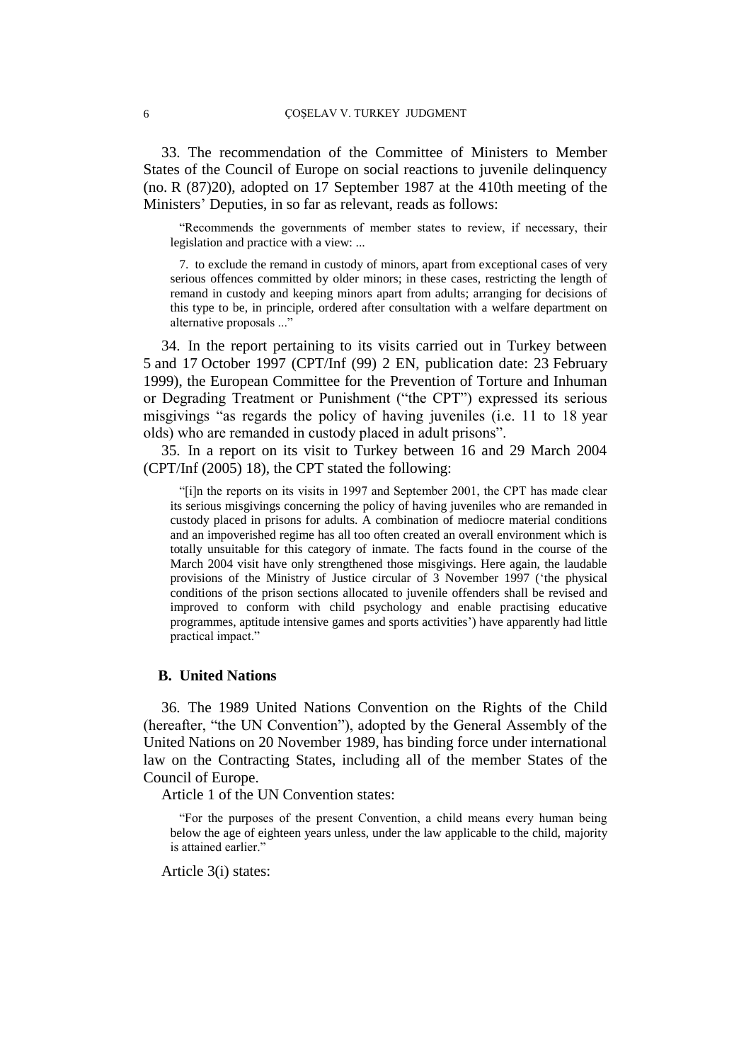33. The recommendation of the Committee of Ministers to Member States of the Council of Europe on social reactions to juvenile delinquency (no. R (87)20), adopted on 17 September 1987 at the 410th meeting of the Ministers' Deputies, in so far as relevant, reads as follows:

> "Recommends the governments of member states to review, if necessary, their legislation and practice with a view: ...
>
> 7. to exclude the remand in custody of minors, apart from exceptional cases of very serious offences committed by older minors; in these cases, restricting the length of remand in custody and keeping minors apart from adults; arranging for decisions of this type to be, in principle, ordered after consultation with a welfare department on alternative proposals ..."

34. In the report pertaining to its visits carried out in Turkey between 5 and 17 October 1997 (CPT/Inf (99) 2 EN, publication date: 23 February 1999), the European Committee for the Prevention of Torture and Inhuman or Degrading Treatment or Punishment ("the CPT") expressed its serious misgivings "as regards the policy of having juveniles (i.e. 11 to 18 year olds) who are remanded in custody placed in adult prisons".

35. In a report on its visit to Turkey between 16 and 29 March 2004 (CPT/Inf (2005) 18), the CPT stated the following:

> "[i]n the reports on its visits in 1997 and September 2001, the CPT has made clear its serious misgivings concerning the policy of having juveniles who are remanded in custody placed in prisons for adults. A combination of mediocre material conditions and an impoverished regime has all too often created an overall environment which is totally unsuitable for this category of inmate. The facts found in the course of the March 2004 visit have only strengthened those misgivings. Here again, the laudable provisions of the Ministry of Justice circular of 3 November 1997 ('the physical conditions of the prison sections allocated to juvenile offenders shall be revised and improved to conform with child psychology and enable practising educative programmes, aptitude intensive games and sports activities') have apparently had little practical impact."

### B. United Nations

36. The 1989 United Nations Convention on the Rights of the Child (hereafter, "the UN Convention"), adopted by the General Assembly of the United Nations on 20 November 1989, has binding force under international law on the Contracting States, including all of the member States of the Council of Europe.

Article 1 of the UN Convention states:

> "For the purposes of the present Convention, a child means every human being below the age of eighteen years unless, under the law applicable to the child, majority is attained earlier."

Article 3(i) states: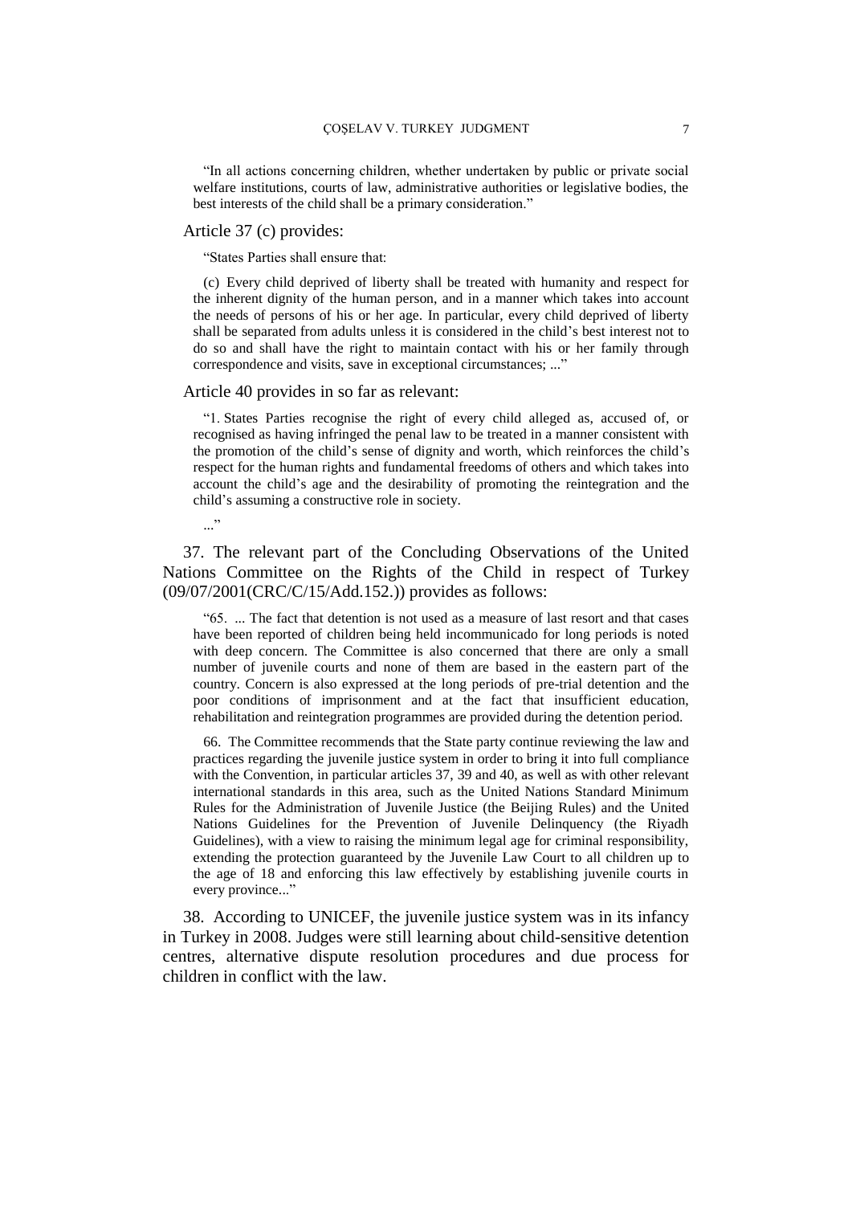> “In all actions concerning children, whether undertaken by public or private social welfare institutions, courts of law, administrative authorities or legislative bodies, the best interests of the child shall be a primary consideration.”

Article 37 (c) provides:

> “States Parties shall ensure that:
>
> (c) Every child deprived of liberty shall be treated with humanity and respect for the inherent dignity of the human person, and in a manner which takes into account the needs of persons of his or her age. In particular, every child deprived of liberty shall be separated from adults unless it is considered in the child’s best interest not to do so and shall have the right to maintain contact with his or her family through correspondence and visits, save in exceptional circumstances; ...”

Article 40 provides in so far as relevant:

> “1. States Parties recognise the right of every child alleged as, accused of, or recognised as having infringed the penal law to be treated in a manner consistent with the promotion of the child’s sense of dignity and worth, which reinforces the child’s respect for the human rights and fundamental freedoms of others and which takes into account the child’s age and the desirability of promoting the reintegration and the child’s assuming a constructive role in society.
>
> ...”

37. The relevant part of the Concluding Observations of the United Nations Committee on the Rights of the Child in respect of Turkey (09/07/2001(CRC/C/15/Add.152.)) provides as follows:

> “65. ... The fact that detention is not used as a measure of last resort and that cases have been reported of children being held incommunicado for long periods is noted with deep concern. The Committee is also concerned that there are only a small number of juvenile courts and none of them are based in the eastern part of the country. Concern is also expressed at the long periods of pre-trial detention and the poor conditions of imprisonment and at the fact that insufficient education, rehabilitation and reintegration programmes are provided during the detention period.
>
> 66. The Committee recommends that the State party continue reviewing the law and practices regarding the juvenile justice system in order to bring it into full compliance with the Convention, in particular articles 37, 39 and 40, as well as with other relevant international standards in this area, such as the United Nations Standard Minimum Rules for the Administration of Juvenile Justice (the Beijing Rules) and the United Nations Guidelines for the Prevention of Juvenile Delinquency (the Riyadh Guidelines), with a view to raising the minimum legal age for criminal responsibility, extending the protection guaranteed by the Juvenile Law Court to all children up to the age of 18 and enforcing this law effectively by establishing juvenile courts in every province...”

38. According to UNICEF, the juvenile justice system was in its infancy in Turkey in 2008. Judges were still learning about child-sensitive detention centres, alternative dispute resolution procedures and due process for children in conflict with the law.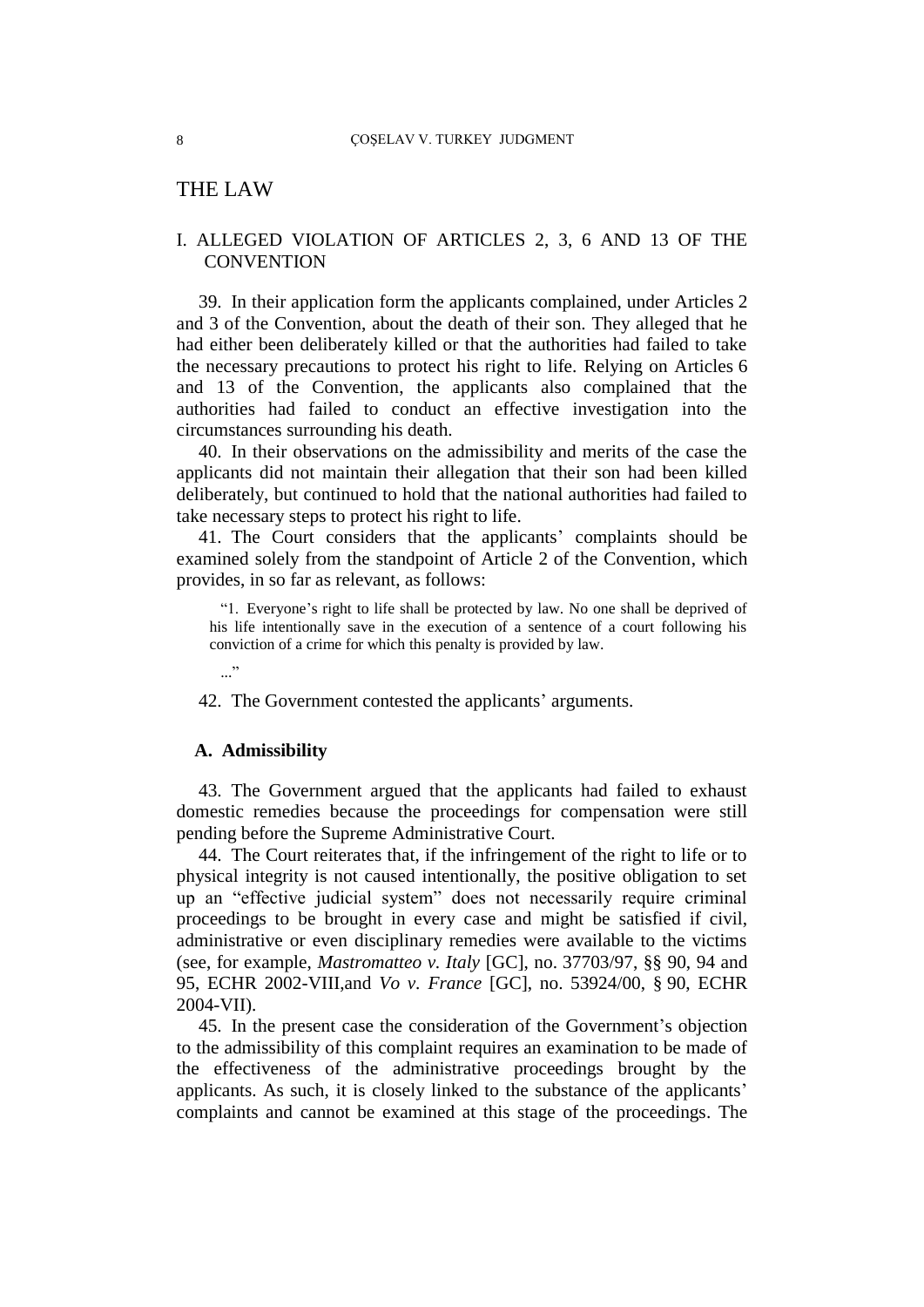# THE LAW

## I. ALLEGED VIOLATION OF ARTICLES 2, 3, 6 AND 13 OF THE CONVENTION

39. In their application form the applicants complained, under Articles 2 and 3 of the Convention, about the death of their son. They alleged that he had either been deliberately killed or that the authorities had failed to take the necessary precautions to protect his right to life. Relying on Articles 6 and 13 of the Convention, the applicants also complained that the authorities had failed to conduct an effective investigation into the circumstances surrounding his death.

40. In their observations on the admissibility and merits of the case the applicants did not maintain their allegation that their son had been killed deliberately, but continued to hold that the national authorities had failed to take necessary steps to protect his right to life.

41. The Court considers that the applicants' complaints should be examined solely from the standpoint of Article 2 of the Convention, which provides, in so far as relevant, as follows:

> "1. Everyone's right to life shall be protected by law. No one shall be deprived of his life intentionally save in the execution of a sentence of a court following his conviction of a crime for which this penalty is provided by law.
>
> ..."

42. The Government contested the applicants' arguments.

### A. Admissibility

43. The Government argued that the applicants had failed to exhaust domestic remedies because the proceedings for compensation were still pending before the Supreme Administrative Court.

44. The Court reiterates that, if the infringement of the right to life or to physical integrity is not caused intentionally, the positive obligation to set up an "effective judicial system" does not necessarily require criminal proceedings to be brought in every case and might be satisfied if civil, administrative or even disciplinary remedies were available to the victims (see, for example, *Mastromatteo v. Italy* [GC], no. 37703/97, §§ 90, 94 and 95, ECHR 2002-VIII,and *Vo v. France* [GC], no. 53924/00, § 90, ECHR 2004-VII).

45. In the present case the consideration of the Government's objection to the admissibility of this complaint requires an examination to be made of the effectiveness of the administrative proceedings brought by the applicants. As such, it is closely linked to the substance of the applicants' complaints and cannot be examined at this stage of the proceedings. The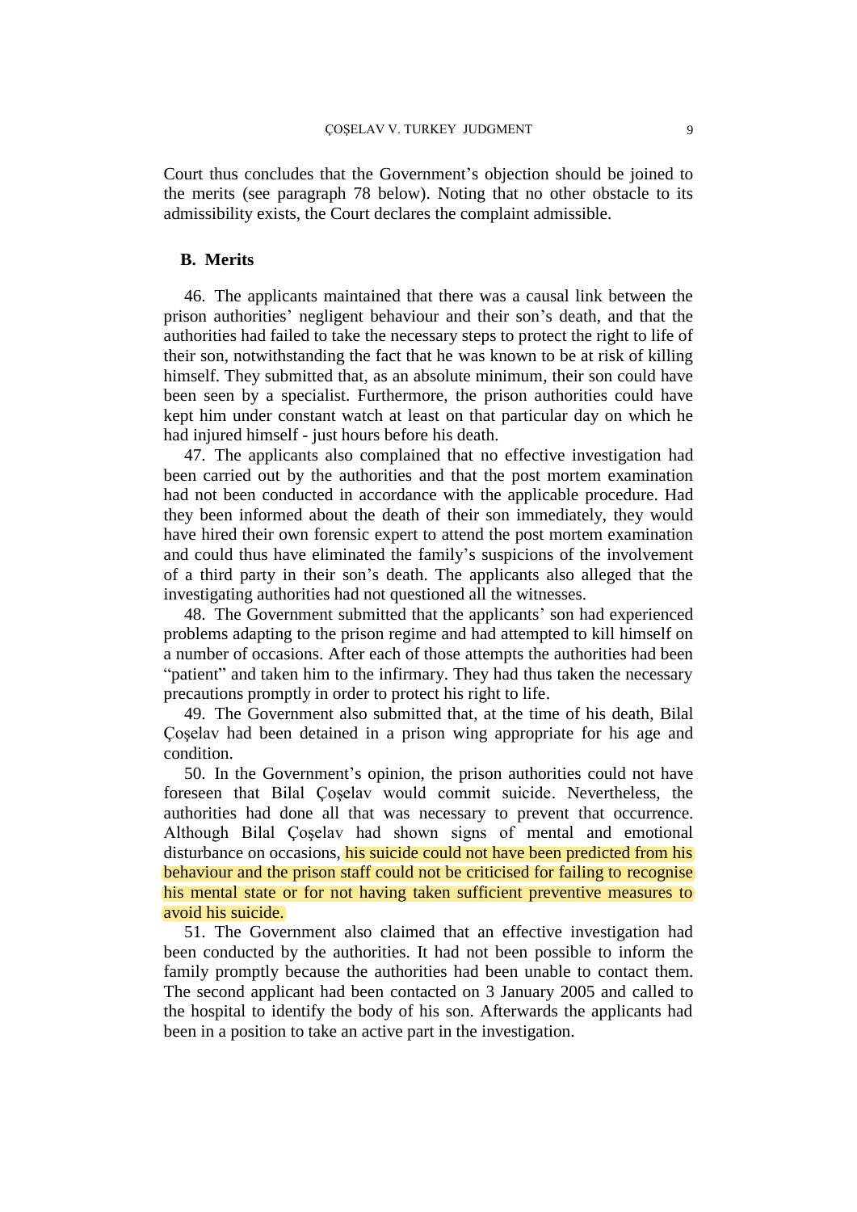Court thus concludes that the Government's objection should be joined to the merits (see paragraph 78 below). Noting that no other obstacle to its admissibility exists, the Court declares the complaint admissible.

### B. Merits

46. The applicants maintained that there was a causal link between the prison authorities' negligent behaviour and their son's death, and that the authorities had failed to take the necessary steps to protect the right to life of their son, notwithstanding the fact that he was known to be at risk of killing himself. They submitted that, as an absolute minimum, their son could have been seen by a specialist. Furthermore, the prison authorities could have kept him under constant watch at least on that particular day on which he had injured himself - just hours before his death.

47. The applicants also complained that no effective investigation had been carried out by the authorities and that the post mortem examination had not been conducted in accordance with the applicable procedure. Had they been informed about the death of their son immediately, they would have hired their own forensic expert to attend the post mortem examination and could thus have eliminated the family's suspicions of the involvement of a third party in their son's death. The applicants also alleged that the investigating authorities had not questioned all the witnesses.

48. The Government submitted that the applicants' son had experienced problems adapting to the prison regime and had attempted to kill himself on a number of occasions. After each of those attempts the authorities had been "patient" and taken him to the infirmary. They had thus taken the necessary precautions promptly in order to protect his right to life.

49. The Government also submitted that, at the time of his death, Bilal Çoşelav had been detained in a prison wing appropriate for his age and condition.

50. In the Government's opinion, the prison authorities could not have foreseen that Bilal Çoşelav would commit suicide. Nevertheless, the authorities had done all that was necessary to prevent that occurrence. Although Bilal Çoşelav had shown signs of mental and emotional disturbance on occasions, his suicide could not have been predicted from his behaviour and the prison staff could not be criticised for failing to recognise his mental state or for not having taken sufficient preventive measures to avoid his suicide.

51. The Government also claimed that an effective investigation had been conducted by the authorities. It had not been possible to inform the family promptly because the authorities had been unable to contact them. The second applicant had been contacted on 3 January 2005 and called to the hospital to identify the body of his son. Afterwards the applicants had been in a position to take an active part in the investigation.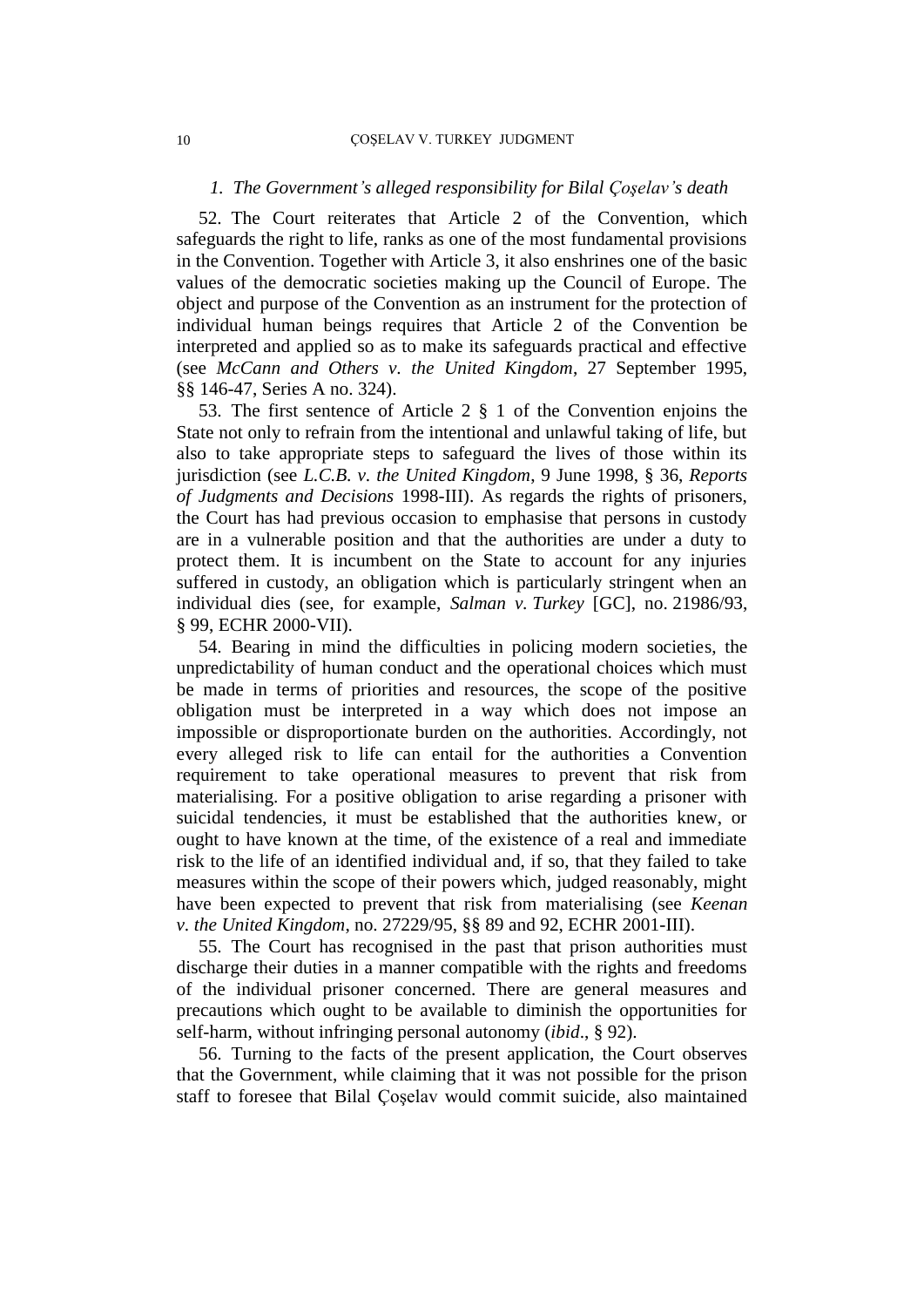### *1. The Government's alleged responsibility for Bilal Çoşelav's death*

52. The Court reiterates that Article 2 of the Convention, which safeguards the right to life, ranks as one of the most fundamental provisions in the Convention. Together with Article 3, it also enshrines one of the basic values of the democratic societies making up the Council of Europe. The object and purpose of the Convention as an instrument for the protection of individual human beings requires that Article 2 of the Convention be interpreted and applied so as to make its safeguards practical and effective (see *McCann and Others v. the United Kingdom*, 27 September 1995, §§ 146-47, Series A no. 324).

53. The first sentence of Article 2 § 1 of the Convention enjoins the State not only to refrain from the intentional and unlawful taking of life, but also to take appropriate steps to safeguard the lives of those within its jurisdiction (see *L.C.B. v. the United Kingdom*, 9 June 1998, § 36, *Reports of Judgments and Decisions* 1998-III). As regards the rights of prisoners, the Court has had previous occasion to emphasise that persons in custody are in a vulnerable position and that the authorities are under a duty to protect them. It is incumbent on the State to account for any injuries suffered in custody, an obligation which is particularly stringent when an individual dies (see, for example, *Salman v. Turkey* [GC], no. 21986/93, § 99, ECHR 2000-VII).

54. Bearing in mind the difficulties in policing modern societies, the unpredictability of human conduct and the operational choices which must be made in terms of priorities and resources, the scope of the positive obligation must be interpreted in a way which does not impose an impossible or disproportionate burden on the authorities. Accordingly, not every alleged risk to life can entail for the authorities a Convention requirement to take operational measures to prevent that risk from materialising. For a positive obligation to arise regarding a prisoner with suicidal tendencies, it must be established that the authorities knew, or ought to have known at the time, of the existence of a real and immediate risk to the life of an identified individual and, if so, that they failed to take measures within the scope of their powers which, judged reasonably, might have been expected to prevent that risk from materialising (see *Keenan v. the United Kingdom*, no. 27229/95, §§ 89 and 92, ECHR 2001-III).

55. The Court has recognised in the past that prison authorities must discharge their duties in a manner compatible with the rights and freedoms of the individual prisoner concerned. There are general measures and precautions which ought to be available to diminish the opportunities for self-harm, without infringing personal autonomy (*ibid*., § 92).

56. Turning to the facts of the present application, the Court observes that the Government, while claiming that it was not possible for the prison staff to foresee that Bilal Çoşelav would commit suicide, also maintained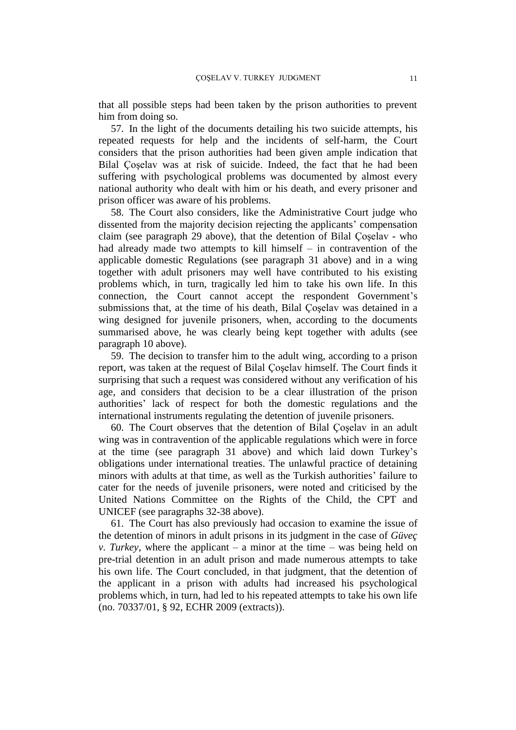that all possible steps had been taken by the prison authorities to prevent him from doing so.

57. In the light of the documents detailing his two suicide attempts, his repeated requests for help and the incidents of self-harm, the Court considers that the prison authorities had been given ample indication that Bilal Çoşelav was at risk of suicide. Indeed, the fact that he had been suffering with psychological problems was documented by almost every national authority who dealt with him or his death, and every prisoner and prison officer was aware of his problems.

58. The Court also considers, like the Administrative Court judge who dissented from the majority decision rejecting the applicants' compensation claim (see paragraph 29 above), that the detention of Bilal Çoşelav - who had already made two attempts to kill himself – in contravention of the applicable domestic Regulations (see paragraph 31 above) and in a wing together with adult prisoners may well have contributed to his existing problems which, in turn, tragically led him to take his own life. In this connection, the Court cannot accept the respondent Government's submissions that, at the time of his death, Bilal Çoşelav was detained in a wing designed for juvenile prisoners, when, according to the documents summarised above, he was clearly being kept together with adults (see paragraph 10 above).

59. The decision to transfer him to the adult wing, according to a prison report, was taken at the request of Bilal Çoşelav himself. The Court finds it surprising that such a request was considered without any verification of his age, and considers that decision to be a clear illustration of the prison authorities' lack of respect for both the domestic regulations and the international instruments regulating the detention of juvenile prisoners.

60. The Court observes that the detention of Bilal Çoşelav in an adult wing was in contravention of the applicable regulations which were in force at the time (see paragraph 31 above) and which laid down Turkey's obligations under international treaties. The unlawful practice of detaining minors with adults at that time, as well as the Turkish authorities' failure to cater for the needs of juvenile prisoners, were noted and criticised by the United Nations Committee on the Rights of the Child, the CPT and UNICEF (see paragraphs 32-38 above).

61. The Court has also previously had occasion to examine the issue of the detention of minors in adult prisons in its judgment in the case of *Güveç v. Turkey*, where the applicant – a minor at the time – was being held on pre-trial detention in an adult prison and made numerous attempts to take his own life. The Court concluded, in that judgment, that the detention of the applicant in a prison with adults had increased his psychological problems which, in turn, had led to his repeated attempts to take his own life (no. 70337/01, § 92, ECHR 2009 (extracts)).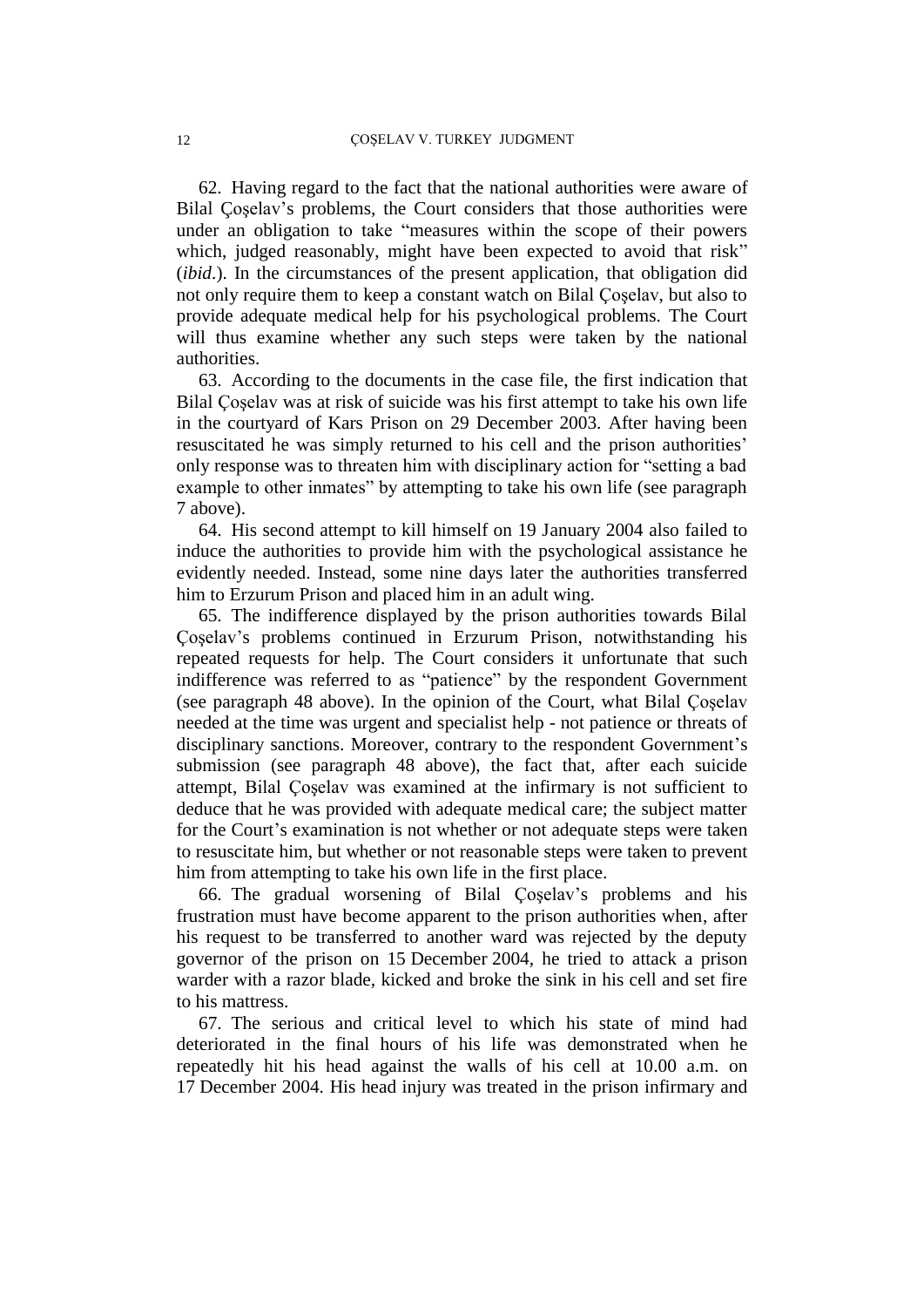62. Having regard to the fact that the national authorities were aware of Bilal Çoşelav's problems, the Court considers that those authorities were under an obligation to take "measures within the scope of their powers which, judged reasonably, might have been expected to avoid that risk" (*ibid*.). In the circumstances of the present application, that obligation did not only require them to keep a constant watch on Bilal Çoşelav, but also to provide adequate medical help for his psychological problems. The Court will thus examine whether any such steps were taken by the national authorities.

63. According to the documents in the case file, the first indication that Bilal Çoşelav was at risk of suicide was his first attempt to take his own life in the courtyard of Kars Prison on 29 December 2003. After having been resuscitated he was simply returned to his cell and the prison authorities' only response was to threaten him with disciplinary action for "setting a bad example to other inmates" by attempting to take his own life (see paragraph 7 above).

64. His second attempt to kill himself on 19 January 2004 also failed to induce the authorities to provide him with the psychological assistance he evidently needed. Instead, some nine days later the authorities transferred him to Erzurum Prison and placed him in an adult wing.

65. The indifference displayed by the prison authorities towards Bilal Çoşelav's problems continued in Erzurum Prison, notwithstanding his repeated requests for help. The Court considers it unfortunate that such indifference was referred to as "patience" by the respondent Government (see paragraph 48 above). In the opinion of the Court, what Bilal Çoşelav needed at the time was urgent and specialist help - not patience or threats of disciplinary sanctions. Moreover, contrary to the respondent Government's submission (see paragraph 48 above), the fact that, after each suicide attempt, Bilal Çoşelav was examined at the infirmary is not sufficient to deduce that he was provided with adequate medical care; the subject matter for the Court's examination is not whether or not adequate steps were taken to resuscitate him, but whether or not reasonable steps were taken to prevent him from attempting to take his own life in the first place.

66. The gradual worsening of Bilal Çoşelav's problems and his frustration must have become apparent to the prison authorities when, after his request to be transferred to another ward was rejected by the deputy governor of the prison on 15 December 2004, he tried to attack a prison warder with a razor blade, kicked and broke the sink in his cell and set fire to his mattress.

67. The serious and critical level to which his state of mind had deteriorated in the final hours of his life was demonstrated when he repeatedly hit his head against the walls of his cell at 10.00 a.m. on 17 December 2004. His head injury was treated in the prison infirmary and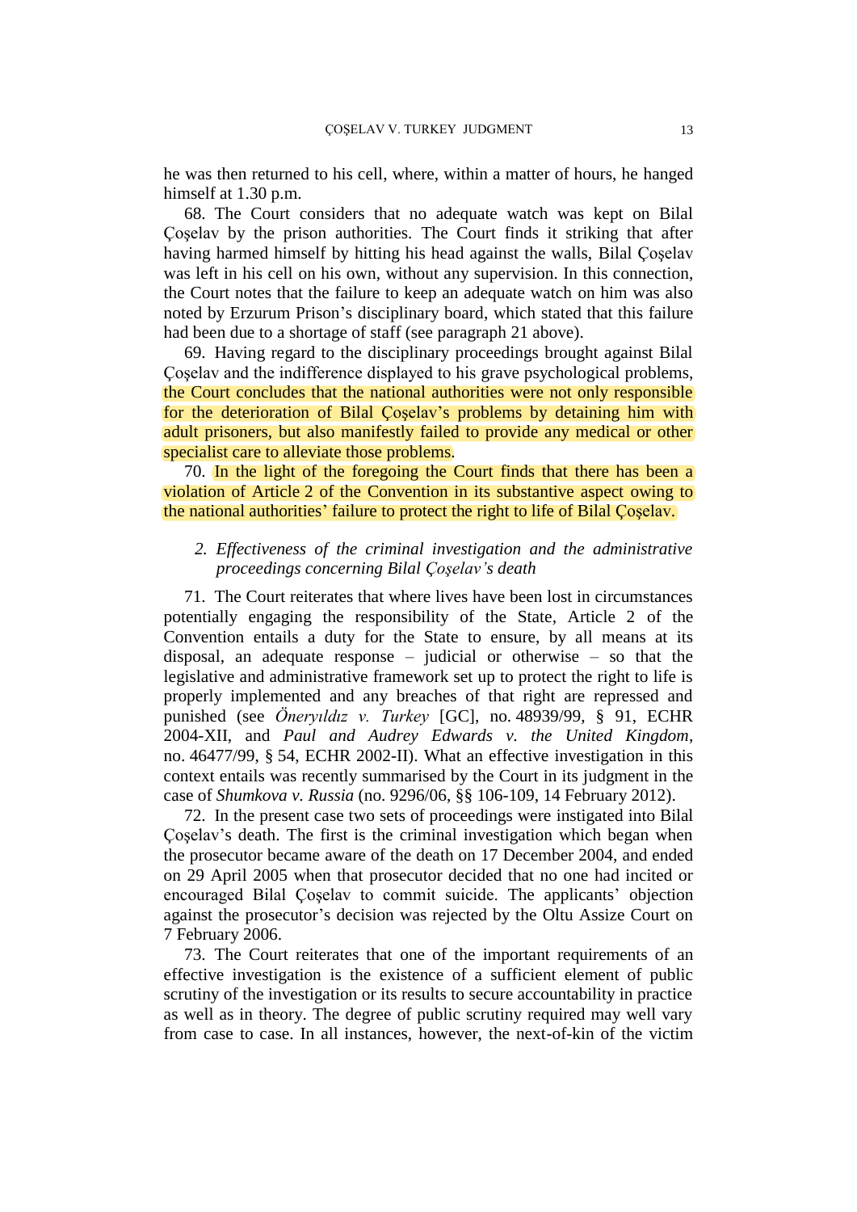he was then returned to his cell, where, within a matter of hours, he hanged himself at 1.30 p.m.

68. The Court considers that no adequate watch was kept on Bilal Çoşelav by the prison authorities. The Court finds it striking that after having harmed himself by hitting his head against the walls, Bilal Çoşelav was left in his cell on his own, without any supervision. In this connection, the Court notes that the failure to keep an adequate watch on him was also noted by Erzurum Prison's disciplinary board, which stated that this failure had been due to a shortage of staff (see paragraph 21 above).

69. Having regard to the disciplinary proceedings brought against Bilal Çoşelav and the indifference displayed to his grave psychological problems, the Court concludes that the national authorities were not only responsible for the deterioration of Bilal Çoşelav's problems by detaining him with adult prisoners, but also manifestly failed to provide any medical or other specialist care to alleviate those problems.

70. In the light of the foregoing the Court finds that there has been a violation of Article 2 of the Convention in its substantive aspect owing to the national authorities' failure to protect the right to life of Bilal Çoşelav.

### *2. Effectiveness of the criminal investigation and the administrative proceedings concerning Bilal Çoşelav's death*

71. The Court reiterates that where lives have been lost in circumstances potentially engaging the responsibility of the State, Article 2 of the Convention entails a duty for the State to ensure, by all means at its disposal, an adequate response – judicial or otherwise – so that the legislative and administrative framework set up to protect the right to life is properly implemented and any breaches of that right are repressed and punished (see *Öneryıldız v. Turkey* [GC], no. 48939/99, § 91, ECHR 2004-XII, and *Paul and Audrey Edwards v. the United Kingdom*, no. 46477/99, § 54, ECHR 2002-II). What an effective investigation in this context entails was recently summarised by the Court in its judgment in the case of *Shumkova v. Russia* (no. 9296/06, §§ 106-109, 14 February 2012).

72. In the present case two sets of proceedings were instigated into Bilal Çoşelav's death. The first is the criminal investigation which began when the prosecutor became aware of the death on 17 December 2004, and ended on 29 April 2005 when that prosecutor decided that no one had incited or encouraged Bilal Çoşelav to commit suicide. The applicants' objection against the prosecutor's decision was rejected by the Oltu Assize Court on 7 February 2006.

73. The Court reiterates that one of the important requirements of an effective investigation is the existence of a sufficient element of public scrutiny of the investigation or its results to secure accountability in practice as well as in theory. The degree of public scrutiny required may well vary from case to case. In all instances, however, the next-of-kin of the victim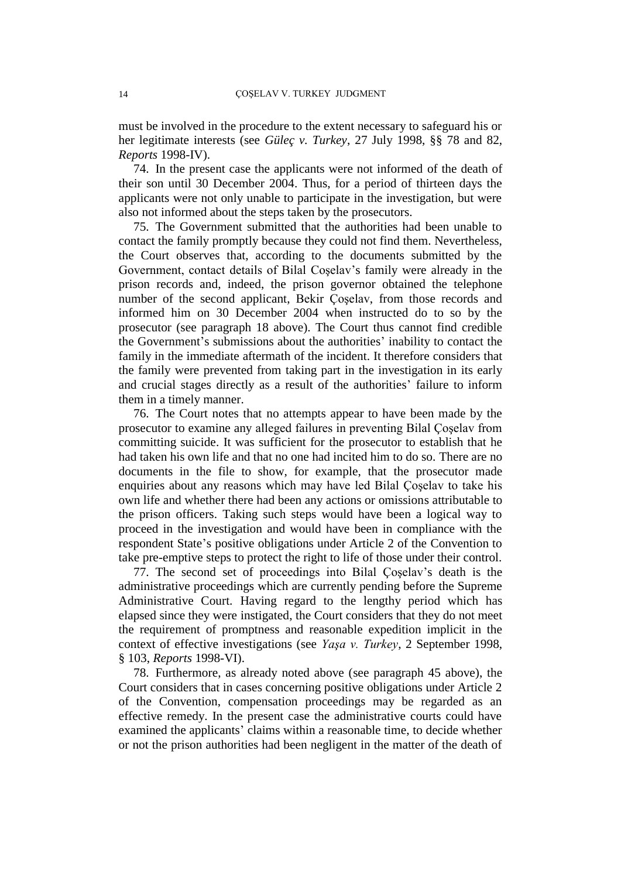must be involved in the procedure to the extent necessary to safeguard his or her legitimate interests (see *Güleç v. Turkey*, 27 July 1998, §§ 78 and 82, *Reports* 1998-IV).

74. In the present case the applicants were not informed of the death of their son until 30 December 2004. Thus, for a period of thirteen days the applicants were not only unable to participate in the investigation, but were also not informed about the steps taken by the prosecutors.

75. The Government submitted that the authorities had been unable to contact the family promptly because they could not find them. Nevertheless, the Court observes that, according to the documents submitted by the Government, contact details of Bilal Coşelav's family were already in the prison records and, indeed, the prison governor obtained the telephone number of the second applicant, Bekir Çoşelav, from those records and informed him on 30 December 2004 when instructed do to so by the prosecutor (see paragraph 18 above). The Court thus cannot find credible the Government's submissions about the authorities' inability to contact the family in the immediate aftermath of the incident. It therefore considers that the family were prevented from taking part in the investigation in its early and crucial stages directly as a result of the authorities' failure to inform them in a timely manner.

76. The Court notes that no attempts appear to have been made by the prosecutor to examine any alleged failures in preventing Bilal Çoşelav from committing suicide. It was sufficient for the prosecutor to establish that he had taken his own life and that no one had incited him to do so. There are no documents in the file to show, for example, that the prosecutor made enquiries about any reasons which may have led Bilal Çoşelav to take his own life and whether there had been any actions or omissions attributable to the prison officers. Taking such steps would have been a logical way to proceed in the investigation and would have been in compliance with the respondent State's positive obligations under Article 2 of the Convention to take pre-emptive steps to protect the right to life of those under their control.

77. The second set of proceedings into Bilal Çoşelav's death is the administrative proceedings which are currently pending before the Supreme Administrative Court. Having regard to the lengthy period which has elapsed since they were instigated, the Court considers that they do not meet the requirement of promptness and reasonable expedition implicit in the context of effective investigations (see *Yaşa v. Turkey*, 2 September 1998, § 103, *Reports* 1998-VI).

78. Furthermore, as already noted above (see paragraph 45 above), the Court considers that in cases concerning positive obligations under Article 2 of the Convention, compensation proceedings may be regarded as an effective remedy. In the present case the administrative courts could have examined the applicants' claims within a reasonable time, to decide whether or not the prison authorities had been negligent in the matter of the death of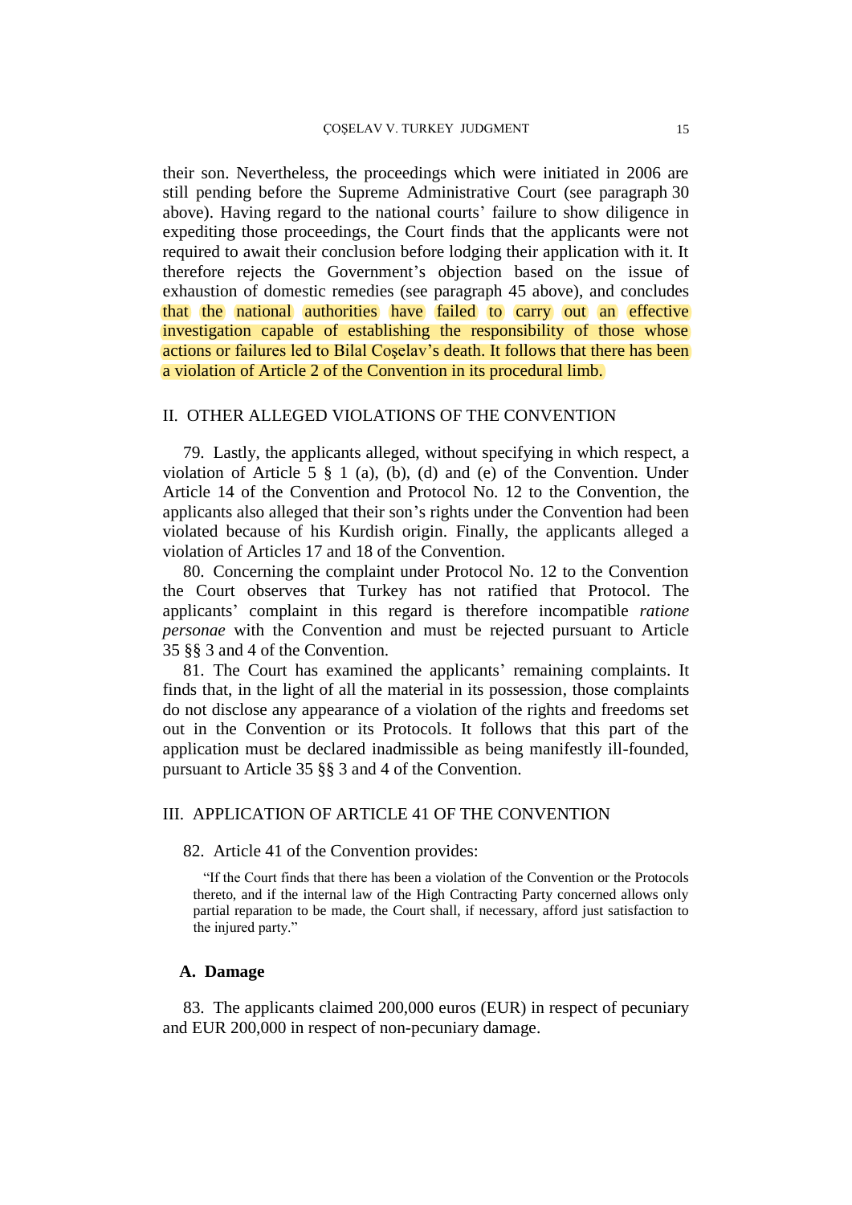their son. Nevertheless, the proceedings which were initiated in 2006 are still pending before the Supreme Administrative Court (see paragraph 30 above). Having regard to the national courts' failure to show diligence in expediting those proceedings, the Court finds that the applicants were not required to await their conclusion before lodging their application with it. It therefore rejects the Government's objection based on the issue of exhaustion of domestic remedies (see paragraph 45 above), and concludes that the national authorities have failed to carry out an effective investigation capable of establishing the responsibility of those whose actions or failures led to Bilal Coşelav's death. It follows that there has been a violation of Article 2 of the Convention in its procedural limb.

## II. OTHER ALLEGED VIOLATIONS OF THE CONVENTION

79. Lastly, the applicants alleged, without specifying in which respect, a violation of Article 5 § 1 (a), (b), (d) and (e) of the Convention. Under Article 14 of the Convention and Protocol No. 12 to the Convention, the applicants also alleged that their son's rights under the Convention had been violated because of his Kurdish origin. Finally, the applicants alleged a violation of Articles 17 and 18 of the Convention.

80. Concerning the complaint under Protocol No. 12 to the Convention the Court observes that Turkey has not ratified that Protocol. The applicants' complaint in this regard is therefore incompatible *ratione personae* with the Convention and must be rejected pursuant to Article 35 §§ 3 and 4 of the Convention.

81. The Court has examined the applicants' remaining complaints. It finds that, in the light of all the material in its possession, those complaints do not disclose any appearance of a violation of the rights and freedoms set out in the Convention or its Protocols. It follows that this part of the application must be declared inadmissible as being manifestly ill-founded, pursuant to Article 35 §§ 3 and 4 of the Convention.

## III. APPLICATION OF ARTICLE 41 OF THE CONVENTION

82. Article 41 of the Convention provides:

> "If the Court finds that there has been a violation of the Convention or the Protocols thereto, and if the internal law of the High Contracting Party concerned allows only partial reparation to be made, the Court shall, if necessary, afford just satisfaction to the injured party."

### A. Damage

83. The applicants claimed 200,000 euros (EUR) in respect of pecuniary and EUR 200,000 in respect of non-pecuniary damage.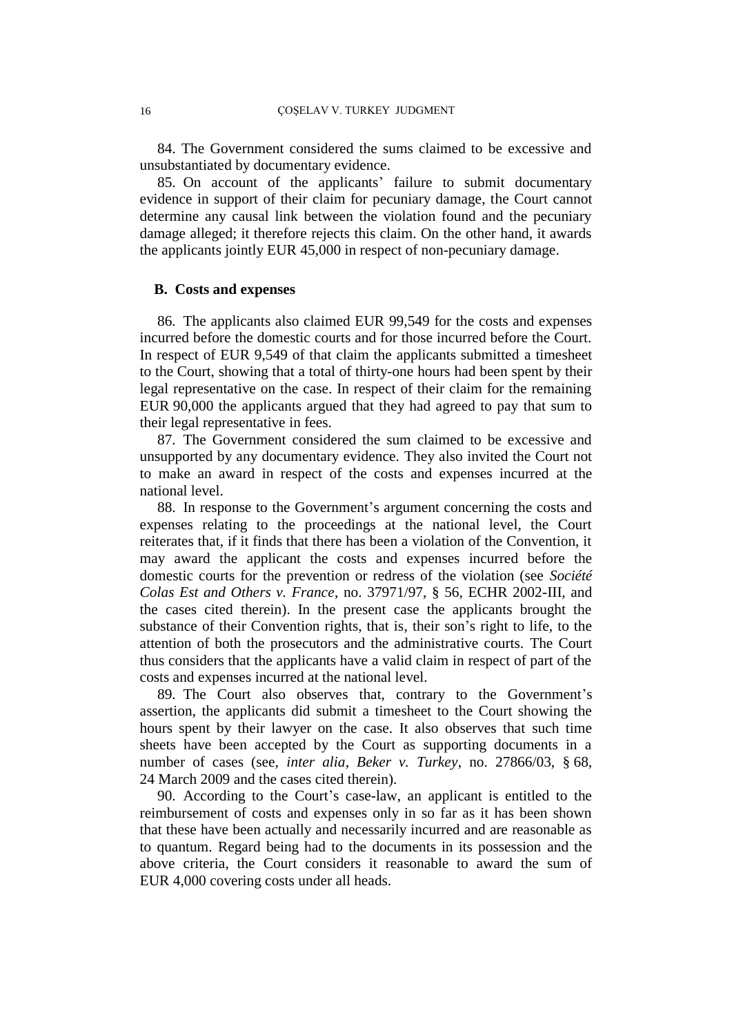84. The Government considered the sums claimed to be excessive and unsubstantiated by documentary evidence.

85. On account of the applicants' failure to submit documentary evidence in support of their claim for pecuniary damage, the Court cannot determine any causal link between the violation found and the pecuniary damage alleged; it therefore rejects this claim. On the other hand, it awards the applicants jointly EUR 45,000 in respect of non-pecuniary damage.

## B. Costs and expenses

86. The applicants also claimed EUR 99,549 for the costs and expenses incurred before the domestic courts and for those incurred before the Court. In respect of EUR 9,549 of that claim the applicants submitted a timesheet to the Court, showing that a total of thirty-one hours had been spent by their legal representative on the case. In respect of their claim for the remaining EUR 90,000 the applicants argued that they had agreed to pay that sum to their legal representative in fees.

87. The Government considered the sum claimed to be excessive and unsupported by any documentary evidence. They also invited the Court not to make an award in respect of the costs and expenses incurred at the national level.

88. In response to the Government's argument concerning the costs and expenses relating to the proceedings at the national level, the Court reiterates that, if it finds that there has been a violation of the Convention, it may award the applicant the costs and expenses incurred before the domestic courts for the prevention or redress of the violation (see *Société Colas Est and Others v. France*, no. 37971/97, § 56, ECHR 2002-III, and the cases cited therein). In the present case the applicants brought the substance of their Convention rights, that is, their son's right to life, to the attention of both the prosecutors and the administrative courts. The Court thus considers that the applicants have a valid claim in respect of part of the costs and expenses incurred at the national level.

89. The Court also observes that, contrary to the Government's assertion, the applicants did submit a timesheet to the Court showing the hours spent by their lawyer on the case. It also observes that such time sheets have been accepted by the Court as supporting documents in a number of cases (see, *inter alia*, *Beker v. Turkey*, no. 27866/03, § 68, 24 March 2009 and the cases cited therein).

90. According to the Court's case-law, an applicant is entitled to the reimbursement of costs and expenses only in so far as it has been shown that these have been actually and necessarily incurred and are reasonable as to quantum. Regard being had to the documents in its possession and the above criteria, the Court considers it reasonable to award the sum of EUR 4,000 covering costs under all heads.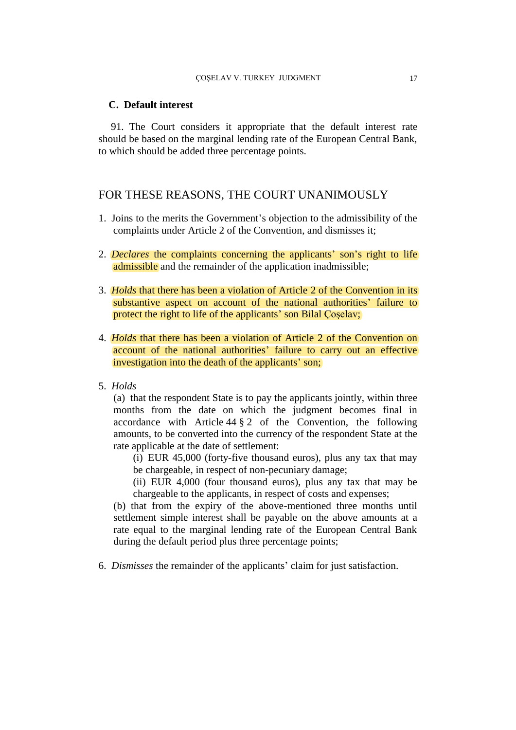### C. Default interest

91. The Court considers it appropriate that the default interest rate should be based on the marginal lending rate of the European Central Bank, to which should be added three percentage points.

## FOR THESE REASONS, THE COURT UNANIMOUSLY

1. Joins to the merits the Government's objection to the admissibility of the complaints under Article 2 of the Convention, and dismisses it;

2. *Declares* the complaints concerning the applicants' son's right to life admissible and the remainder of the application inadmissible;

3. *Holds* that there has been a violation of Article 2 of the Convention in its substantive aspect on account of the national authorities' failure to protect the right to life of the applicants' son Bilal Çoşelav;

4. *Holds* that there has been a violation of Article 2 of the Convention on account of the national authorities' failure to carry out an effective investigation into the death of the applicants' son;

5. *Holds*
   (a) that the respondent State is to pay the applicants jointly, within three months from the date on which the judgment becomes final in accordance with Article 44 § 2 of the Convention, the following amounts, to be converted into the currency of the respondent State at the rate applicable at the date of settlement:
      (i) EUR 45,000 (forty-five thousand euros), plus any tax that may be chargeable, in respect of non-pecuniary damage;
      (ii) EUR 4,000 (four thousand euros), plus any tax that may be chargeable to the applicants, in respect of costs and expenses;
   (b) that from the expiry of the above-mentioned three months until settlement simple interest shall be payable on the above amounts at a rate equal to the marginal lending rate of the European Central Bank during the default period plus three percentage points;

6. *Dismisses* the remainder of the applicants' claim for just satisfaction.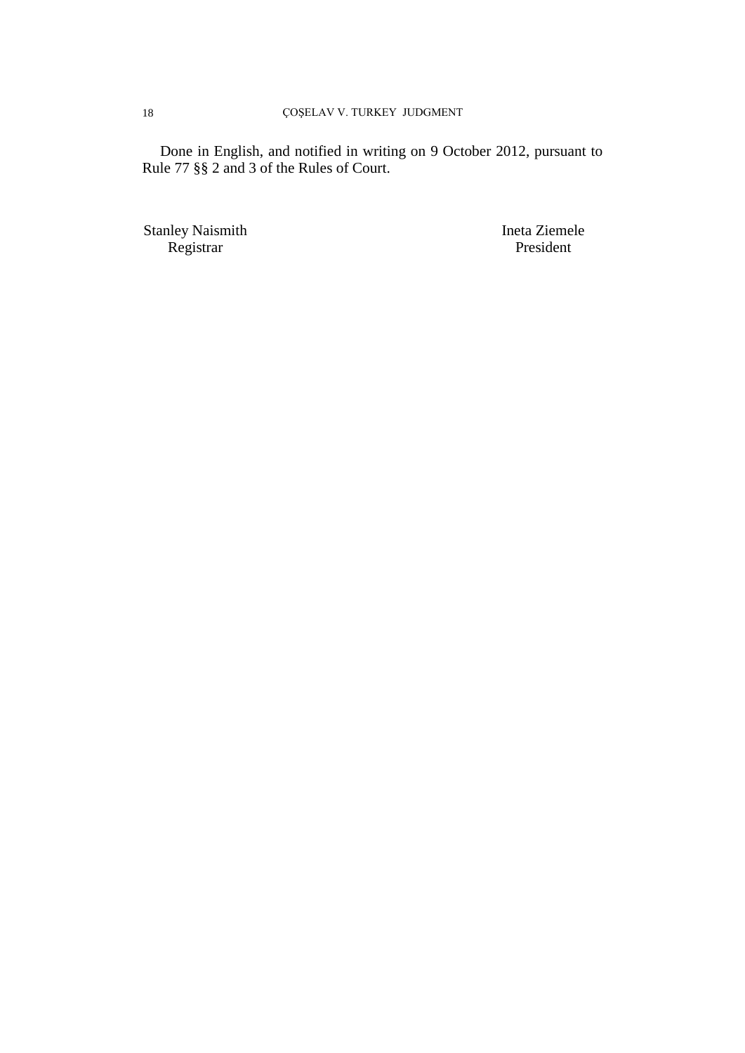Done in English, and notified in writing on 9 October 2012, pursuant to Rule 77 §§ 2 and 3 of the Rules of Court.

| | |
|---|---|
| Stanley Naismith | Ineta Ziemele |
| Registrar | President |